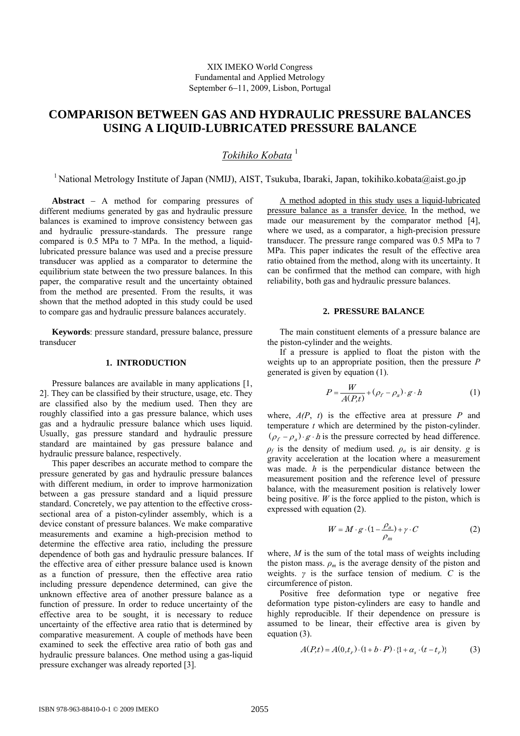XIX IMEKO World Congress
Fundamental and Applied Metrology
September 6−11, 2009, Lisbon, Portugal

# COMPARISON BETWEEN GAS AND HYDRAULIC PRESSURE BALANCES USING A LIQUID-LUBRICATED PRESSURE BALANCE

*Tokihiko Kobata* [1]

[1] National Metrology Institute of Japan (NMIJ), AIST, Tsukuba, Ibaraki, Japan, tokihiko.kobata@aist.go.jp

**Abstract** − A method for comparing pressures of different mediums generated by gas and hydraulic pressure balances is examined to improve consistency between gas and hydraulic pressure-standards. The pressure range compared is 0.5 MPa to 7 MPa. In the method, a liquid-lubricated pressure balance was used and a precise pressure transducer was applied as a comparator to determine the equilibrium state between the two pressure balances. In this paper, the comparative result and the uncertainty obtained from the method are presented. From the results, it was shown that the method adopted in this study could be used to compare gas and hydraulic pressure balances accurately.

**Keywords**: pressure standard, pressure balance, pressure transducer

## 1. INTRODUCTION

Pressure balances are available in many applications [1, 2]. They can be classified by their structure, usage, etc. They are classified also by the medium used. Then they are roughly classified into a gas pressure balance, which uses gas and a hydraulic pressure balance which uses liquid. Usually, gas pressure standard and hydraulic pressure standard are maintained by gas pressure balance and hydraulic pressure balance, respectively.

This paper describes an accurate method to compare the pressure generated by gas and hydraulic pressure balances with different medium, in order to improve harmonization between a gas pressure standard and a liquid pressure standard. Concretely, we pay attention to the effective cross-sectional area of a piston-cylinder assembly, which is a device constant of pressure balances. We make comparative measurements and examine a high-precision method to determine the effective area ratio, including the pressure dependence of both gas and hydraulic pressure balances. If the effective area of either pressure balance used is known as a function of pressure, then the effective area ratio including pressure dependence determined, can give the unknown effective area of another pressure balance as a function of pressure. In order to reduce uncertainty of the effective area to be sought, it is necessary to reduce uncertainty of the effective area ratio that is determined by comparative measurement. A couple of methods have been examined to seek the effective area ratio of both gas and hydraulic pressure balances. One method using a gas-liquid pressure exchanger was already reported [3].

A method adopted in this study uses a liquid-lubricated pressure balance as a transfer device. In the method, we made our measurement by the comparator method [4], where we used, as a comparator, a high-precision pressure transducer. The pressure range compared was 0.5 MPa to 7 MPa. This paper indicates the result of the effective area ratio obtained from the method, along with its uncertainty. It can be confirmed that the method can compare, with high reliability, both gas and hydraulic pressure balances.

## 2. PRESSURE BALANCE

The main constituent elements of a pressure balance are the piston-cylinder and the weights.

If a pressure is applied to float the piston with the weights up to an appropriate position, then the pressure $P$ generated is given by equation (1).

$$P = \frac{W}{A(P,t)} + (\rho_f - \rho_a) \cdot g \cdot h \tag{1}$$

where, $A(P,\ t)$ is the effective area at pressure $P$ and temperature $t$ which are determined by the piston-cylinder. $(\rho_f - \rho_a) \cdot g \cdot h$ is the pressure corrected by head difference. $\rho_f$ is the density of medium used. $\rho_a$ is air density. $g$ is gravity acceleration at the location where a measurement was made. $h$ is the perpendicular distance between the measurement position and the reference level of pressure balance, with the measurement position is relatively lower being positive. $W$ is the force applied to the piston, which is expressed with equation (2).

$$W = M \cdot g \cdot (1 - \frac{\rho_a}{\rho_m}) + \gamma \cdot C \tag{2}$$

where, $M$ is the sum of the total mass of weights including the piston mass. $\rho_m$ is the average density of the piston and weights. $\gamma$ is the surface tension of medium. $C$ is the circumference of piston.

Positive free deformation type or negative free deformation type piston-cylinders are easy to handle and highly reproducible. If their dependence on pressure is assumed to be linear, their effective area is given by equation (3).

$$A(P,t) = A(0,t_r) \cdot (1 + b \cdot P) \cdot \{1 + \alpha_s \cdot (t - t_r)\} \tag{3}$$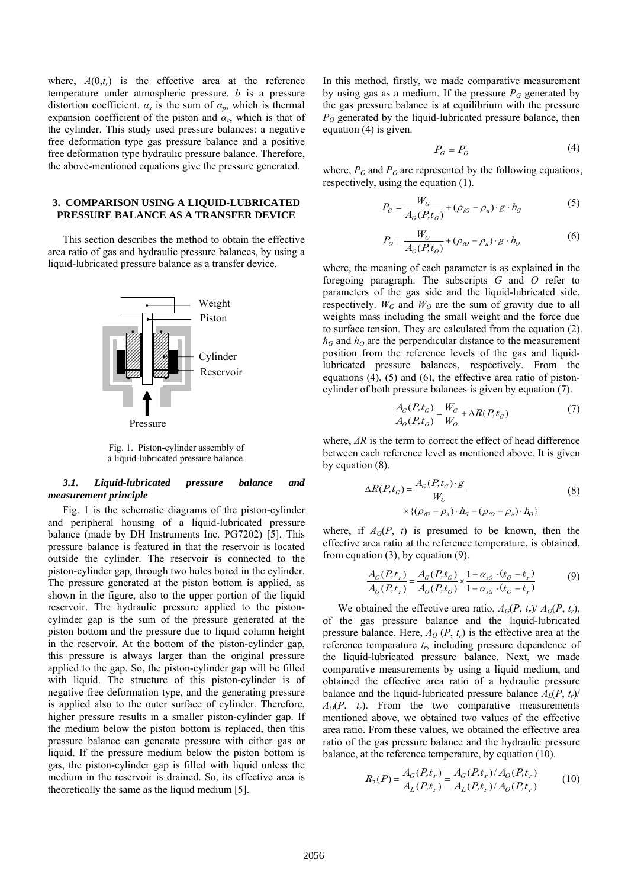where, $A(0,t_r)$ is the effective area at the reference temperature under atmospheric pressure. $b$ is a pressure distortion coefficient. $\alpha_s$ is the sum of $\alpha_p$, which is thermal expansion coefficient of the piston and $\alpha_c$, which is that of the cylinder. This study used pressure balances: a negative free deformation type gas pressure balance and a positive free deformation type hydraulic pressure balance. Therefore, the above-mentioned equations give the pressure generated.

## 3. COMPARISON USING A LIQUID-LUBRICATED PRESSURE BALANCE AS A TRANSFER DEVICE

This section describes the method to obtain the effective area ratio of gas and hydraulic pressure balances, by using a liquid-lubricated pressure balance as a transfer device.

Weight
Piston
Cylinder
Reservoir
Pressure

Fig. 1. Piston-cylinder assembly of a liquid-lubricated pressure balance.

### *3.1. Liquid-lubricated pressure balance and measurement principle*

Fig. 1 is the schematic diagrams of the piston-cylinder and peripheral housing of a liquid-lubricated pressure balance (made by DH Instruments Inc. PG7202) [5]. This pressure balance is featured in that the reservoir is located outside the cylinder. The reservoir is connected to the piston-cylinder gap, through two holes bored in the cylinder. The pressure generated at the piston bottom is applied, as shown in the figure, also to the upper portion of the liquid reservoir. The hydraulic pressure applied to the piston-cylinder gap is the sum of the pressure generated at the piston bottom and the pressure due to liquid column height in the reservoir. At the bottom of the piston-cylinder gap, this pressure is always larger than the original pressure applied to the gap. So, the piston-cylinder gap will be filled with liquid. The structure of this piston-cylinder is of negative free deformation type, and the generating pressure is applied also to the outer surface of cylinder. Therefore, higher pressure results in a smaller piston-cylinder gap. If the medium below the piston bottom is replaced, then this pressure balance can generate pressure with either gas or liquid. If the pressure medium below the piston bottom is gas, the piston-cylinder gap is filled with liquid unless the medium in the reservoir is drained. So, its effective area is theoretically the same as the liquid medium [5].

In this method, firstly, we made comparative measurement by using gas as a medium. If the pressure $P_G$ generated by the gas pressure balance is at equilibrium with the pressure $P_O$ generated by the liquid-lubricated pressure balance, then equation (4) is given.

$$P_G = P_O \tag{4}$$

where, $P_G$ and $P_O$ are represented by the following equations, respectively, using the equation (1).

$$P_G = \frac{W_G}{A_G(P,t_G)} + (\rho_{fG} - \rho_a) \cdot g \cdot h_G \tag{5}$$

$$P_O = \frac{W_O}{A_O(P,t_O)} + (\rho_{fO} - \rho_a) \cdot g \cdot h_O \tag{6}$$

where, the meaning of each parameter is as explained in the foregoing paragraph. The subscripts $G$ and $O$ refer to parameters of the gas side and the liquid-lubricated side, respectively. $W_G$ and $W_O$ are the sum of gravity due to all weights mass including the small weight and the force due to surface tension. They are calculated from the equation (2). $h_G$ and $h_O$ are the perpendicular distance to the measurement position from the reference levels of the gas and liquid-lubricated pressure balances, respectively. From the equations (4), (5) and (6), the effective area ratio of piston-cylinder of both pressure balances is given by equation (7).

$$\frac{A_G(P,t_G)}{A_O(P,t_O)} = \frac{W_G}{W_O} + \Delta R(P,t_G) \tag{7}$$

where, $\Delta R$ is the term to correct the effect of head difference between each reference level as mentioned above. It is given by equation (8).

$$\Delta R(P,t_G) = \frac{A_G(P,t_G) \cdot g}{W_O} \times \{(\rho_{fG} - \rho_a) \cdot h_G - (\rho_{fO} - \rho_a) \cdot h_O\} \tag{8}$$

where, if $A_G(P, t)$ is presumed to be known, then the effective area ratio at the reference temperature, is obtained, from equation (3), by equation (9).

$$\frac{A_G(P,t_r)}{A_O(P,t_r)} = \frac{A_G(P,t_G)}{A_O(P,t_O)} \times \frac{1 + \alpha_{sO} \cdot (t_O - t_r)}{1 + \alpha_{sG} \cdot (t_G - t_r)} \tag{9}$$

We obtained the effective area ratio, $A_G(P, t_r)/ A_O(P, t_r)$, of the gas pressure balance and the liquid-lubricated pressure balance. Here, $A_O(P, t_r)$ is the effective area at the reference temperature $t_r$, including pressure dependence of the liquid-lubricated pressure balance. Next, we made comparative measurements by using a liquid medium, and obtained the effective area ratio of a hydraulic pressure balance and the liquid-lubricated pressure balance $A_L(P, t_r)/ A_O(P, t_r)$. From the two comparative measurements mentioned above, we obtained two values of the effective area ratio. From these values, we obtained the effective area ratio of the gas pressure balance and the hydraulic pressure balance, at the reference temperature, by equation (10).

$$R_2(P) = \frac{A_G(P,t_r)}{A_L(P,t_r)} = \frac{A_G(P,t_r)/A_O(P,t_r)}{A_L(P,t_r)/A_O(P,t_r)} \tag{10}$$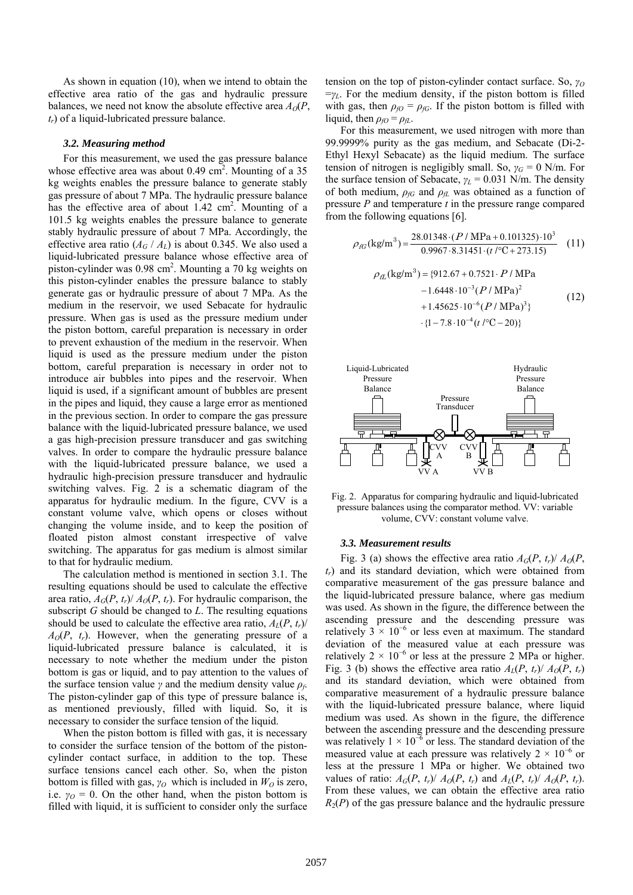As shown in equation (10), when we intend to obtain the effective area ratio of the gas and hydraulic pressure balances, we need not know the absolute effective area $A_O(P, t_r)$ of a liquid-lubricated pressure balance.

### *3.2. Measuring method*

For this measurement, we used the gas pressure balance whose effective area was about 0.49 cm$^2$. Mounting of a 35 kg weights enables the pressure balance to generate stably gas pressure of about 7 MPa. The hydraulic pressure balance has the effective area of about 1.42 cm$^2$. Mounting of a 101.5 kg weights enables the pressure balance to generate stably hydraulic pressure of about 7 MPa. Accordingly, the effective area ratio ($A_G$ / $A_L$) is about 0.345. We also used a liquid-lubricated pressure balance whose effective area of piston-cylinder was 0.98 cm$^2$. Mounting a 70 kg weights on this piston-cylinder enables the pressure balance to stably generate gas or hydraulic pressure of about 7 MPa. As the medium in the reservoir, we used Sebacate for hydraulic pressure. When gas is used as the pressure medium under the piston bottom, careful preparation is necessary in order to prevent exhaustion of the medium in the reservoir. When liquid is used as the pressure medium under the piston bottom, careful preparation is necessary in order not to introduce air bubbles into pipes and the reservoir. When liquid is used, if a significant amount of bubbles are present in the pipes and liquid, they cause a large error as mentioned in the previous section. In order to compare the gas pressure balance with the liquid-lubricated pressure balance, we used a gas high-precision pressure transducer and gas switching valves. In order to compare the hydraulic pressure balance with the liquid-lubricated pressure balance, we used a hydraulic high-precision pressure transducer and hydraulic switching valves. Fig. 2 is a schematic diagram of the apparatus for hydraulic medium. In the figure, CVV is a constant volume valve, which opens or closes without changing the volume inside, and to keep the position of floated piston almost constant irrespective of valve switching. The apparatus for gas medium is almost similar to that for hydraulic medium.

The calculation method is mentioned in section 3.1. The resulting equations should be used to calculate the effective area ratio, $A_G(P, t_r)$/ $A_O(P, t_r)$. For hydraulic comparison, the subscript $G$ should be changed to $L$. The resulting equations should be used to calculate the effective area ratio, $A_L(P, t_r)$/ $A_O(P, t_r)$. However, when the generating pressure of a liquid-lubricated pressure balance is calculated, it is necessary to note whether the medium under the piston bottom is gas or liquid, and to pay attention to the values of the surface tension value $\gamma$ and the medium density value $\rho_f$. The piston-cylinder gap of this type of pressure balance is, as mentioned previously, filled with liquid. So, it is necessary to consider the surface tension of the liquid.

When the piston bottom is filled with gas, it is necessary to consider the surface tension of the bottom of the piston-cylinder contact surface, in addition to the top. These surface tensions cancel each other. So, when the piston bottom is filled with gas, $\gamma_O$ which is included in $W_O$ is zero, i.e. $\gamma_O = 0$. On the other hand, when the piston bottom is filled with liquid, it is sufficient to consider only the surface tension on the top of piston-cylinder contact surface. So, $\gamma_O = \gamma_L$. For the medium density, if the piston bottom is filled with gas, then $\rho_{fO} = \rho_{fG}$. If the piston bottom is filled with liquid, then $\rho_{fO} = \rho_{fL}$.

For this measurement, we used nitrogen with more than 99.9999% purity as the gas medium, and Sebacate (Di-2-Ethyl Hexyl Sebacate) as the liquid medium. The surface tension of nitrogen is negligibly small. So, $\gamma_G = 0$ N/m. For the surface tension of Sebacate, $\gamma_L = 0.031$ N/m. The density of both medium, $\rho_{fG}$ and $\rho_{fL}$ was obtained as a function of pressure $P$ and temperature $t$ in the pressure range compared from the following equations [6].

$$\rho_{fG}(\text{kg/m}^3) = \frac{28.01348 \cdot (P\,/\,\text{MPa} + 0.101325) \cdot 10^3}{0.9967 \cdot 8.31451 \cdot (t\,/\,^\circ\text{C} + 273.15)} \quad (11)$$

$$\begin{aligned} \rho_{fL}(\text{kg/m}^3) = \{&912.67 + 0.7521 \cdot P\,/\,\text{MPa} \\ &- 1.6448 \cdot 10^{-3}(P\,/\,\text{MPa})^2 \\ &+ 1.45625 \cdot 10^{-6}(P\,/\,\text{MPa})^3\} \\ &\cdot \{1 - 7.8 \cdot 10^{-4}(t\,/\,^\circ\text{C} - 20)\} \end{aligned} \quad (12)$$

Fig. 2. Apparatus for comparing hydraulic and liquid-lubricated pressure balances using the comparator method. VV: variable volume, CVV: constant volume valve.

### *3.3. Measurement results*

Fig. 3 (a) shows the effective area ratio $A_G(P, t_r)$/ $A_O(P, t_r)$ and its standard deviation, which were obtained from comparative measurement of the gas pressure balance and the liquid-lubricated pressure balance, where gas medium was used. As shown in the figure, the difference between the ascending pressure and the descending pressure was relatively $3 \times 10^{-6}$ or less even at maximum. The standard deviation of the measured value at each pressure was relatively $2 \times 10^{-6}$ or less at the pressure 2 MPa or higher. Fig. 3 (b) shows the effective area ratio $A_L(P, t_r)$/ $A_O(P, t_r)$ and its standard deviation, which were obtained from comparative measurement of a hydraulic pressure balance with the liquid-lubricated pressure balance, where liquid medium was used. As shown in the figure, the difference between the ascending pressure and the descending pressure was relatively $1 \times 10^{-6}$ or less. The standard deviation of the measured value at each pressure was relatively $2 \times 10^{-6}$ or less at the pressure 1 MPa or higher. We obtained two values of ratio: $A_G(P, t_r)$/ $A_O(P, t_r)$ and $A_L(P, t_r)$/ $A_O(P, t_r)$. From these values, we can obtain the effective area ratio $R_2(P)$ of the gas pressure balance and the hydraulic pressure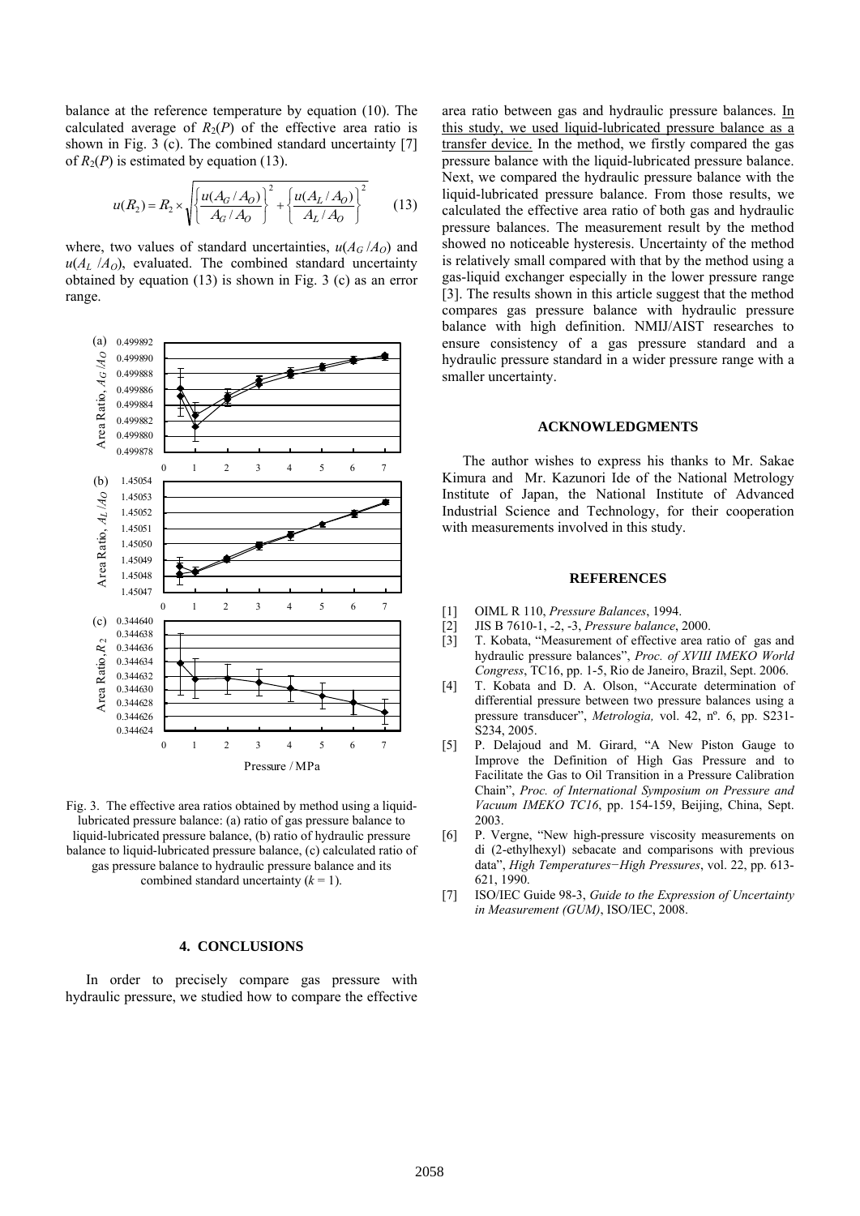balance at the reference temperature by equation (10). The calculated average of $R_2(P)$ of the effective area ratio is shown in Fig. 3 (c). The combined standard uncertainty [7] of $R_2(P)$ is estimated by equation (13).

$$u(R_2) = R_2 \times \sqrt{\left\{\frac{u(A_G/A_O)}{A_G/A_O}\right\}^2 + \left\{\frac{u(A_L/A_O)}{A_L/A_O}\right\}^2} \qquad (13)$$

where, two values of standard uncertainties, $u(A_G/A_O)$ and $u(A_L/A_O)$, evaluated. The combined standard uncertainty obtained by equation (13) is shown in Fig. 3 (c) as an error range.

(a)
Area Ratio, $A_G/A_O$
0.499892
0.499890
0.499888
0.499886
0.499884
0.499882
0.499880
0.499878
0 1 2 3 4 5 6 7

(b)
Area Ratio, $A_L/A_O$
1.45054
1.45053
1.45052
1.45051
1.45050
1.45049
1.45048
1.45047
0 1 2 3 4 5 6 7

(c)
Area Ratio, $R_2$
0.344640
0.344638
0.344636
0.344634
0.344632
0.344630
0.344628
0.344626
0.344624
0 1 2 3 4 5 6 7
Pressure / MPa

Fig. 3. The effective area ratios obtained by method using a liquid-lubricated pressure balance: (a) ratio of gas pressure balance to liquid-lubricated pressure balance, (b) ratio of hydraulic pressure balance to liquid-lubricated pressure balance, (c) calculated ratio of gas pressure balance to hydraulic pressure balance and its combined standard uncertainty ($k = 1$).

## 4. CONCLUSIONS

In order to precisely compare gas pressure with hydraulic pressure, we studied how to compare the effective area ratio between gas and hydraulic pressure balances. In this study, we used liquid-lubricated pressure balance as a transfer device. In the method, we firstly compared the gas pressure balance with the liquid-lubricated pressure balance. Next, we compared the hydraulic pressure balance with the liquid-lubricated pressure balance. From those results, we calculated the effective area ratio of both gas and hydraulic pressure balances. The measurement result by the method showed no noticeable hysteresis. Uncertainty of the method is relatively small compared with that by the method using a gas-liquid exchanger especially in the lower pressure range [3]. The results shown in this article suggest that the method compares gas pressure balance with hydraulic pressure balance with high definition. NMIJ/AIST researches to ensure consistency of a gas pressure standard and a hydraulic pressure standard in a wider pressure range with a smaller uncertainty.

## ACKNOWLEDGMENTS

The author wishes to express his thanks to Mr. Sakae Kimura and Mr. Kazunori Ide of the National Metrology Institute of Japan, the National Institute of Advanced Industrial Science and Technology, for their cooperation with measurements involved in this study.

## REFERENCES

[1] OIML R 110, *Pressure Balances*, 1994.

[2] JIS B 7610-1, -2, -3, *Pressure balance*, 2000.

[3] T. Kobata, "Measurement of effective area ratio of gas and hydraulic pressure balances", *Proc. of XVIII IMEKO World Congress*, TC16, pp. 1-5, Rio de Janeiro, Brazil, Sept. 2006.

[4] T. Kobata and D. A. Olson, "Accurate determination of differential pressure between two pressure balances using a pressure transducer", *Metrologia,* vol. 42, nº. 6, pp. S231-S234, 2005.

[5] P. Delajoud and M. Girard, "A New Piston Gauge to Improve the Definition of High Gas Pressure and to Facilitate the Gas to Oil Transition in a Pressure Calibration Chain", *Proc. of International Symposium on Pressure and Vacuum IMEKO TC16*, pp. 154-159, Beijing, China, Sept. 2003.

[6] P. Vergne, "New high-pressure viscosity measurements on di (2-ethylhexyl) sebacate and comparisons with previous data", *High Temperatures−High Pressures*, vol. 22, pp. 613-621, 1990.

[7] ISO/IEC Guide 98-3, *Guide to the Expression of Uncertainty in Measurement (GUM)*, ISO/IEC, 2008.